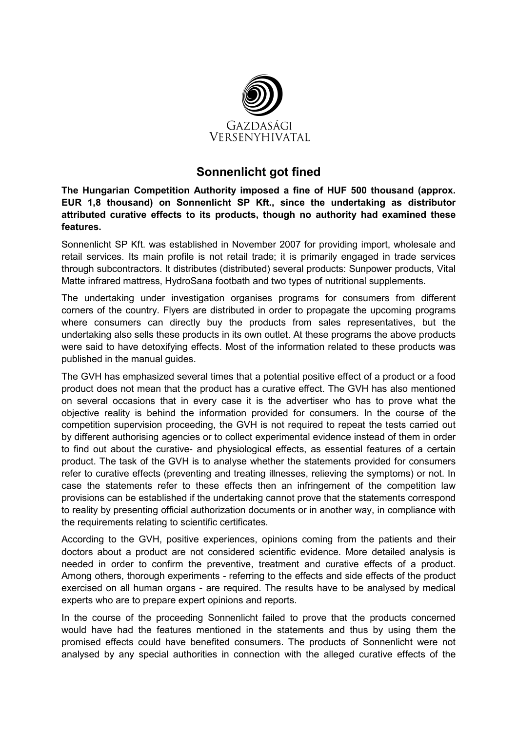GAZDASÁGI VERSENYHIVATAL

# Sonnenlicht got fined

**The Hungarian Competition Authority imposed a fine of HUF 500 thousand (approx. EUR 1,8 thousand) on Sonnenlicht SP Kft., since the undertaking as distributor attributed curative effects to its products, though no authority had examined these features.**

Sonnenlicht SP Kft. was established in November 2007 for providing import, wholesale and retail services. Its main profile is not retail trade; it is primarily engaged in trade services through subcontractors. It distributes (distributed) several products: Sunpower products, Vital Matte infrared mattress, HydroSana footbath and two types of nutritional supplements.

The undertaking under investigation organises programs for consumers from different corners of the country. Flyers are distributed in order to propagate the upcoming programs where consumers can directly buy the products from sales representatives, but the undertaking also sells these products in its own outlet. At these programs the above products were said to have detoxifying effects. Most of the information related to these products was published in the manual guides.

The GVH has emphasized several times that a potential positive effect of a product or a food product does not mean that the product has a curative effect. The GVH has also mentioned on several occasions that in every case it is the advertiser who has to prove what the objective reality is behind the information provided for consumers. In the course of the competition supervision proceeding, the GVH is not required to repeat the tests carried out by different authorising agencies or to collect experimental evidence instead of them in order to find out about the curative- and physiological effects, as essential features of a certain product. The task of the GVH is to analyse whether the statements provided for consumers refer to curative effects (preventing and treating illnesses, relieving the symptoms) or not. In case the statements refer to these effects then an infringement of the competition law provisions can be established if the undertaking cannot prove that the statements correspond to reality by presenting official authorization documents or in another way, in compliance with the requirements relating to scientific certificates.

According to the GVH, positive experiences, opinions coming from the patients and their doctors about a product are not considered scientific evidence. More detailed analysis is needed in order to confirm the preventive, treatment and curative effects of a product. Among others, thorough experiments - referring to the effects and side effects of the product exercised on all human organs - are required. The results have to be analysed by medical experts who are to prepare expert opinions and reports.

In the course of the proceeding Sonnenlicht failed to prove that the products concerned would have had the features mentioned in the statements and thus by using them the promised effects could have benefited consumers. The products of Sonnenlicht were not analysed by any special authorities in connection with the alleged curative effects of the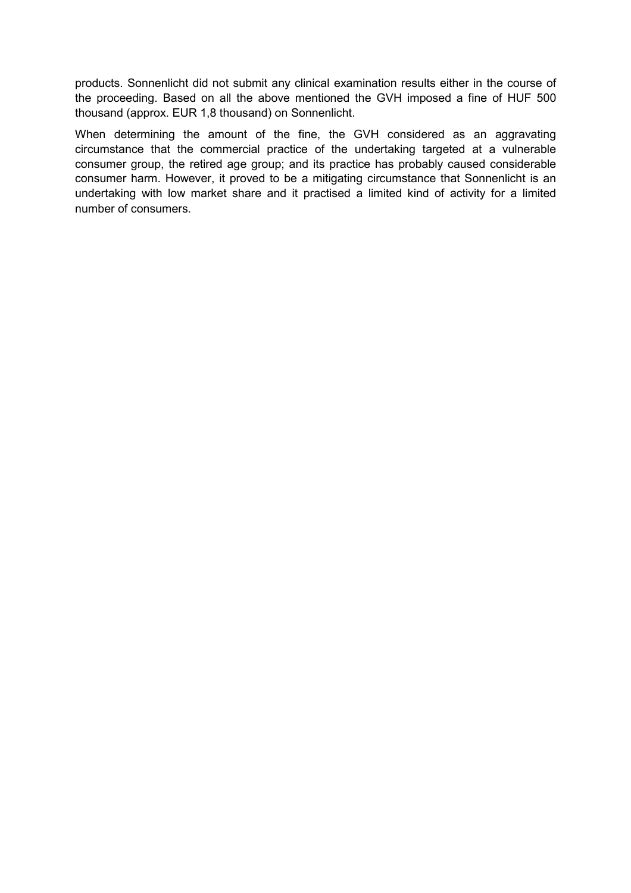products. Sonnenlicht did not submit any clinical examination results either in the course of the proceeding. Based on all the above mentioned the GVH imposed a fine of HUF 500 thousand (approx. EUR 1,8 thousand) on Sonnenlicht.

When determining the amount of the fine, the GVH considered as an aggravating circumstance that the commercial practice of the undertaking targeted at a vulnerable consumer group, the retired age group; and its practice has probably caused considerable consumer harm. However, it proved to be a mitigating circumstance that Sonnenlicht is an undertaking with low market share and it practised a limited kind of activity for a limited number of consumers.